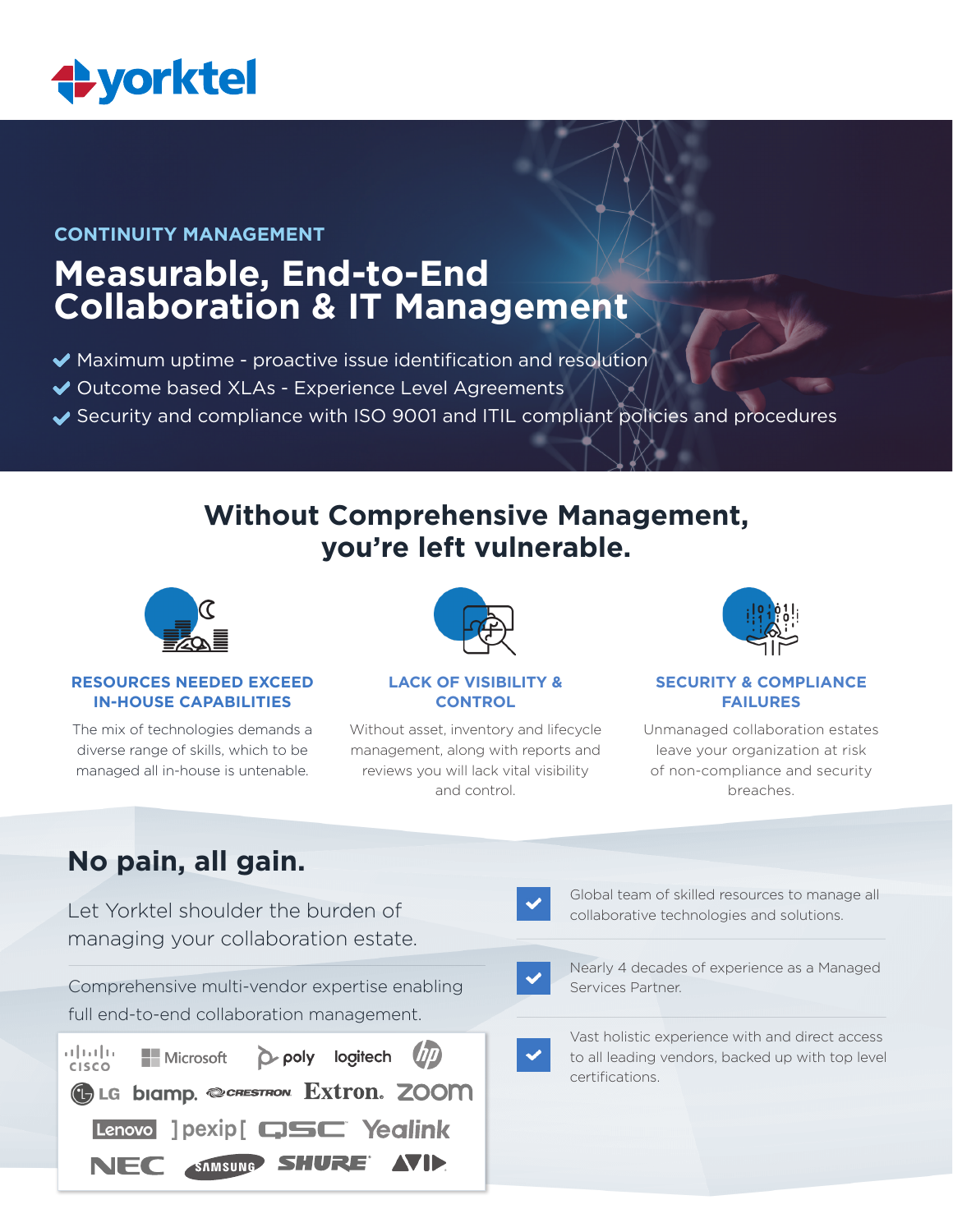# yorktel

CONTINUITY MANAGEMENT

# Measurable, End-to-End Collaboration & IT Management

- Maximum uptime - proactive issue identification and resolution
- Outcome based XLAs - Experience Level Agreements
- Security and compliance with ISO 9001 and ITIL compliant policies and procedures

## Without Comprehensive Management, you're left vulnerable.

### RESOURCES NEEDED EXCEED IN-HOUSE CAPABILITIES

The mix of technologies demands a diverse range of skills, which to be managed all in-house is untenable.

### LACK OF VISIBILITY & CONTROL

Without asset, inventory and lifecycle management, along with reports and reviews you will lack vital visibility and control.

### SECURITY & COMPLIANCE FAILURES

Unmanaged collaboration estates leave your organization at risk of non-compliance and security breaches.

## No pain, all gain.

Let Yorktel shoulder the burden of managing your collaboration estate.

Comprehensive multi-vendor expertise enabling full end-to-end collaboration management.

Cisco, Microsoft, poly, logitech, hp, LG, biamp, Crestron, Extron, zoom, Lenovo, pexip, QSC, Yealink, NEC, Samsung, Shure, AVI

- Global team of skilled resources to manage all collaborative technologies and solutions.
- Nearly 4 decades of experience as a Managed Services Partner.
- Vast holistic experience with and direct access to all leading vendors, backed up with top level certifications.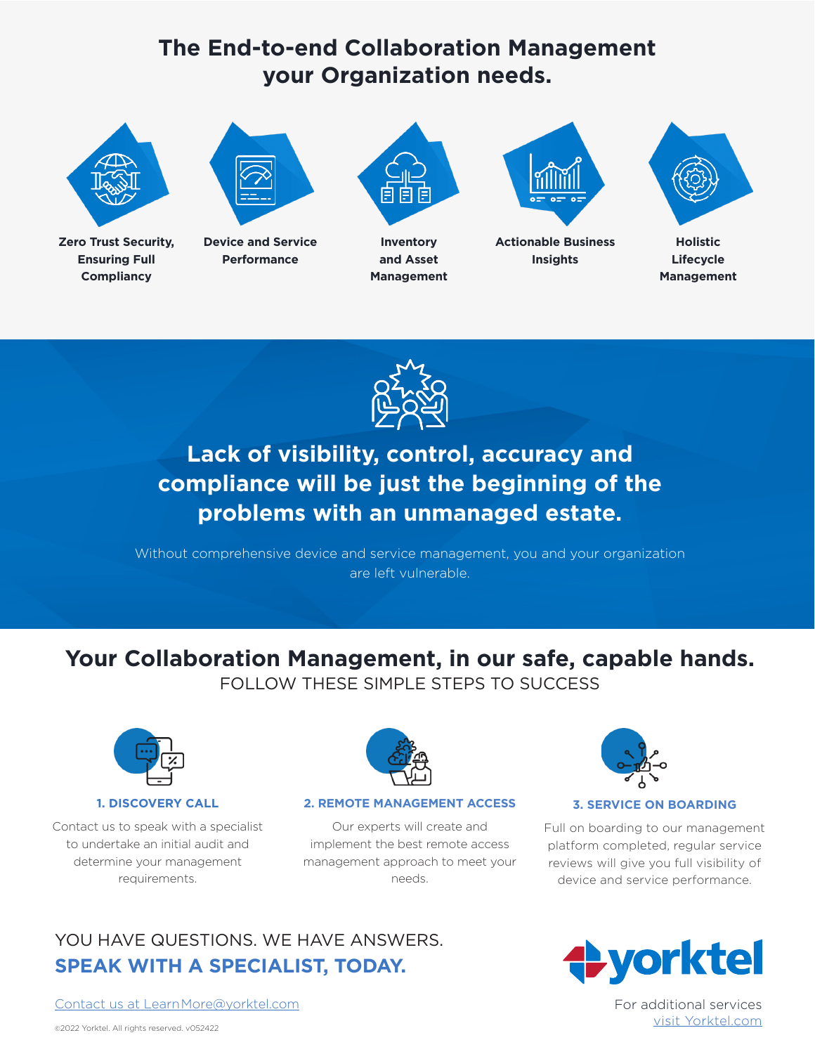# The End-to-end Collaboration Management your Organization needs.

**Zero Trust Security, Ensuring Full Compliancy**

**Device and Service Performance**

**Inventory and Asset Management**

**Actionable Business Insights**

**Holistic Lifecycle Management**

## Lack of visibility, control, accuracy and compliance will be just the beginning of the problems with an unmanaged estate.

Without comprehensive device and service management, you and your organization are left vulnerable.

## Your Collaboration Management, in our safe, capable hands.

FOLLOW THESE SIMPLE STEPS TO SUCCESS

### 1. DISCOVERY CALL

Contact us to speak with a specialist to undertake an initial audit and determine your management requirements.

### 2. REMOTE MANAGEMENT ACCESS

Our experts will create and implement the best remote access management approach to meet your needs.

### 3. SERVICE ON BOARDING

Full on boarding to our management platform completed, regular service reviews will give you full visibility of device and service performance.

YOU HAVE QUESTIONS. WE HAVE ANSWERS.

**SPEAK WITH A SPECIALIST, TODAY.**

Contact us at LearnMore@yorktel.com

yorktel

For additional services visit Yorktel.com

©2022 Yorktel. All rights reserved. v052422